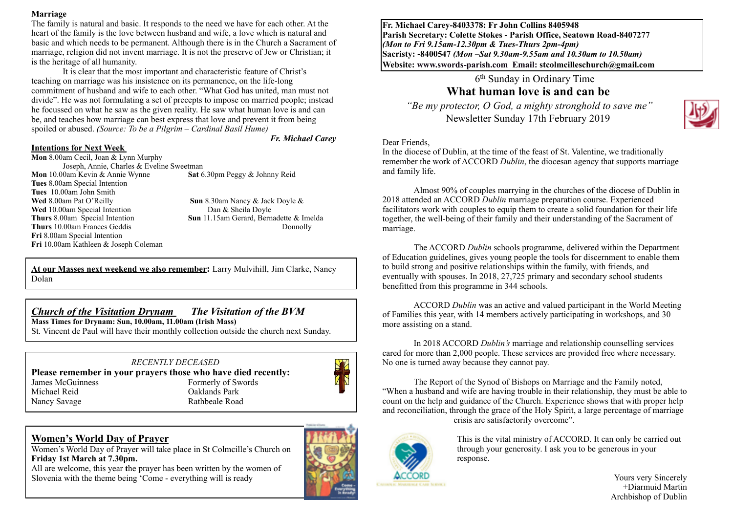**Marriage**

The family is natural and basic. It responds to the need we have for each other. At the heart of the family is the love between husband and wife, a love which is natural and basic and which needs to be permanent. Although there is in the Church a Sacrament of marriage, religion did not invent marriage. It is not the preserve of Jew or Christian; it is the heritage of all humanity.

It is clear that the most important and characteristic feature of Christ's teaching on marriage was his insistence on its permanence, on the life-long commitment of husband and wife to each other. "What God has united, man must not divide". He was not formulating a set of precepts to impose on married people; instead he focussed on what he saw as the given reality. He saw what human love is and can be, and teaches how marriage can best express that love and prevent it from being spoiled or abused. *(Source: To be a Pilgrim – Cardinal Basil Hume)*

*Fr. Michael Carey*

**Intentions for Next Week**

**Mon** 8.00am Cecil, Joan & Lynn Murphy
Joseph, Annie, Charles & Eveline Sweetman
**Mon** 10.00am Kevin & Annie Wynne
**Tues** 8.00am Special Intention
**Tues** 10.00am John Smith
**Wed** 8.00am Pat O'Reilly
**Wed** 10.00am Special Intention
**Thurs** 8.00am Special Intention
**Thurs** 10.00am Frances Geddis
**Fri** 8.00am Special Intention
**Fri** 10.00am Kathleen & Joseph Coleman
**Sat** 6.30pm Peggy & Johnny Reid
**Sun** 8.30am Nancy & Jack Doyle & Dan & Sheila Doyle
**Sun** 11.15am Gerard, Bernadette & Imelda Donnolly

**At our Masses next weekend we also remember:** Larry Mulvihill, Jim Clarke, Nancy Dolan

***Church of the Visitation Drynam*** ***The Visitation of the BVM***

**Mass Times for Drynam: Sun, 10.00am, 11.00am (Irish Mass)**
St. Vincent de Paul will have their monthly collection outside the church next Sunday.

*RECENTLY DECEASED*

**Please remember in your prayers those who have died recently:**

| | |
|---|---|
| James McGuinness | Formerly of Swords |
| Michael Reid | Oaklands Park |
| Nancy Savage | Rathbeale Road |

**Women's World Day of Prayer**

Women's World Day of Prayer will take place in St Colmcille's Church on **Friday 1st March at 7.30pm.**
All are welcome, this year the prayer has been written by the women of Slovenia with the theme being 'Come - everything will is ready

**Fr. Michael Carey-8403378: Fr John Collins 8405948**
**Parish Secretary: Colette Stokes - Parish Office, Seatown Road-8407277**
***(Mon to Fri 9.15am-12.30pm & Tues-Thurs 2pm-4pm)***
**Sacristy: -8400547** ***(Mon –Sat 9.30am-9.55am and 10.30am to 10.50am)***
**Website: www.swords-parish.com Email: stcolmcilleschurch@gmail.com**

6th Sunday in Ordinary Time

## What human love is and can be

*"Be my protector, O God, a mighty stronghold to save me"*

Newsletter Sunday 17th February 2019

Dear Friends,
In the diocese of Dublin, at the time of the feast of St. Valentine, we traditionally remember the work of ACCORD *Dublin*, the diocesan agency that supports marriage and family life.

Almost 90% of couples marrying in the churches of the diocese of Dublin in 2018 attended an ACCORD *Dublin* marriage preparation course. Experienced facilitators work with couples to equip them to create a solid foundation for their life together, the well-being of their family and their understanding of the Sacrament of marriage.

The ACCORD *Dublin* schools programme, delivered within the Department of Education guidelines, gives young people the tools for discernment to enable them to build strong and positive relationships within the family, with friends, and eventually with spouses. In 2018, 27,725 primary and secondary school students benefitted from this programme in 344 schools.

ACCORD *Dublin* was an active and valued participant in the World Meeting of Families this year, with 14 members actively participating in workshops, and 30 more assisting on a stand.

In 2018 ACCORD *Dublin's* marriage and relationship counselling services cared for more than 2,000 people. These services are provided free where necessary. No one is turned away because they cannot pay.

The Report of the Synod of Bishops on Marriage and the Family noted, "When a husband and wife are having trouble in their relationship, they must be able to count on the help and guidance of the Church. Experience shows that with proper help and reconciliation, through the grace of the Holy Spirit, a large percentage of marriage crisis are satisfactorily overcome".

This is the vital ministry of ACCORD. It can only be carried out through your generosity. I ask you to be generous in your response.

Yours very Sincerely
+Diarmuid Martin
Archbishop of Dublin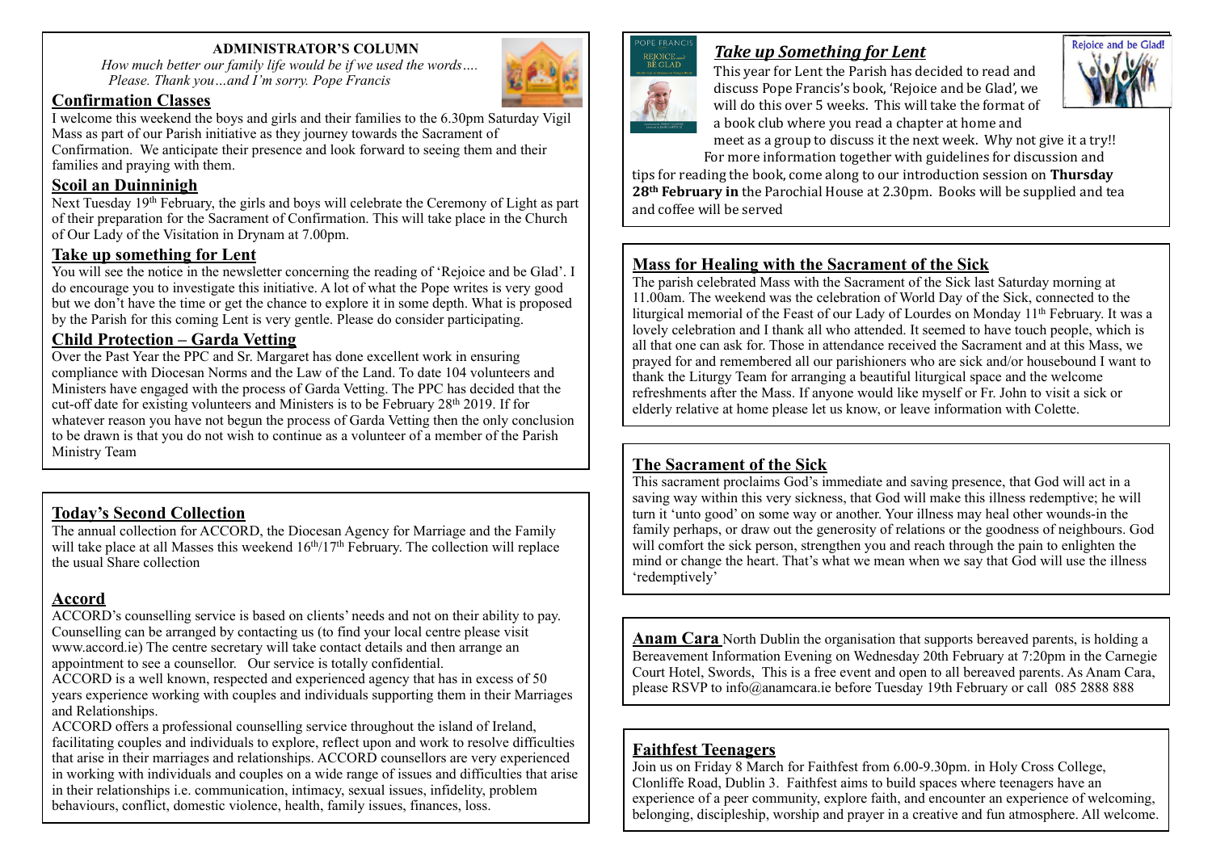## ADMINISTRATOR'S COLUMN

*How much better our family life would be if we used the words…. Please. Thank you…and I'm sorry. Pope Francis*

### Confirmation Classes

I welcome this weekend the boys and girls and their families to the 6.30pm Saturday Vigil Mass as part of our Parish initiative as they journey towards the Sacrament of Confirmation. We anticipate their presence and look forward to seeing them and their families and praying with them.

### Scoil an Duinninigh

Next Tuesday 19th February, the girls and boys will celebrate the Ceremony of Light as part of their preparation for the Sacrament of Confirmation. This will take place in the Church of Our Lady of the Visitation in Drynam at 7.00pm.

### Take up something for Lent

You will see the notice in the newsletter concerning the reading of 'Rejoice and be Glad'. I do encourage you to investigate this initiative. A lot of what the Pope writes is very good but we don't have the time or get the chance to explore it in some depth. What is proposed by the Parish for this coming Lent is very gentle. Please do consider participating.

### Child Protection – Garda Vetting

Over the Past Year the PPC and Sr. Margaret has done excellent work in ensuring compliance with Diocesan Norms and the Law of the Land. To date 104 volunteers and Ministers have engaged with the process of Garda Vetting. The PPC has decided that the cut-off date for existing volunteers and Ministers is to be February 28th 2019. If for whatever reason you have not begun the process of Garda Vetting then the only conclusion to be drawn is that you do not wish to continue as a volunteer of a member of the Parish Ministry Team

## Today's Second Collection

The annual collection for ACCORD, the Diocesan Agency for Marriage and the Family will take place at all Masses this weekend 16th/17th February. The collection will replace the usual Share collection

## Accord

ACCORD's counselling service is based on clients' needs and not on their ability to pay. Counselling can be arranged by contacting us (to find your local centre please visit www.accord.ie) The centre secretary will take contact details and then arrange an appointment to see a counsellor. Our service is totally confidential.

ACCORD is a well known, respected and experienced agency that has in excess of 50 years experience working with couples and individuals supporting them in their Marriages and Relationships.

ACCORD offers a professional counselling service throughout the island of Ireland, facilitating couples and individuals to explore, reflect upon and work to resolve difficulties that arise in their marriages and relationships. ACCORD counsellors are very experienced in working with individuals and couples on a wide range of issues and difficulties that arise in their relationships i.e. communication, intimacy, sexual issues, infidelity, problem behaviours, conflict, domestic violence, health, family issues, finances, loss.

## *Take up Something for Lent*

This year for Lent the Parish has decided to read and discuss Pope Francis's book, 'Rejoice and be Glad', we will do this over 5 weeks. This will take the format of a book club where you read a chapter at home and meet as a group to discuss it the next week. Why not give it a try!!

For more information together with guidelines for discussion and tips for reading the book, come along to our introduction session on **Thursday 28th February in** the Parochial House at 2.30pm. Books will be supplied and tea and coffee will be served

## Mass for Healing with the Sacrament of the Sick

The parish celebrated Mass with the Sacrament of the Sick last Saturday morning at 11.00am. The weekend was the celebration of World Day of the Sick, connected to the liturgical memorial of the Feast of our Lady of Lourdes on Monday 11th February. It was a lovely celebration and I thank all who attended. It seemed to have touch people, which is all that one can ask for. Those in attendance received the Sacrament and at this Mass, we prayed for and remembered all our parishioners who are sick and/or housebound I want to thank the Liturgy Team for arranging a beautiful liturgical space and the welcome refreshments after the Mass. If anyone would like myself or Fr. John to visit a sick or elderly relative at home please let us know, or leave information with Colette.

## The Sacrament of the Sick

This sacrament proclaims God's immediate and saving presence, that God will act in a saving way within this very sickness, that God will make this illness redemptive; he will turn it 'unto good' on some way or another. Your illness may heal other wounds-in the family perhaps, or draw out the generosity of relations or the goodness of neighbours. God will comfort the sick person, strengthen you and reach through the pain to enlighten the mind or change the heart. That's what we mean when we say that God will use the illness 'redemptively'

**Anam Cara** North Dublin the organisation that supports bereaved parents, is holding a Bereavement Information Evening on Wednesday 20th February at 7:20pm in the Carnegie Court Hotel, Swords, This is a free event and open to all bereaved parents. As Anam Cara, please RSVP to info@anamcara.ie before Tuesday 19th February or call 085 2888 888

## Faithfest Teenagers

Join us on Friday 8 March for Faithfest from 6.00-9.30pm. in Holy Cross College, Clonliffe Road, Dublin 3. Faithfest aims to build spaces where teenagers have an experience of a peer community, explore faith, and encounter an experience of welcoming, belonging, discipleship, worship and prayer in a creative and fun atmosphere. All welcome.